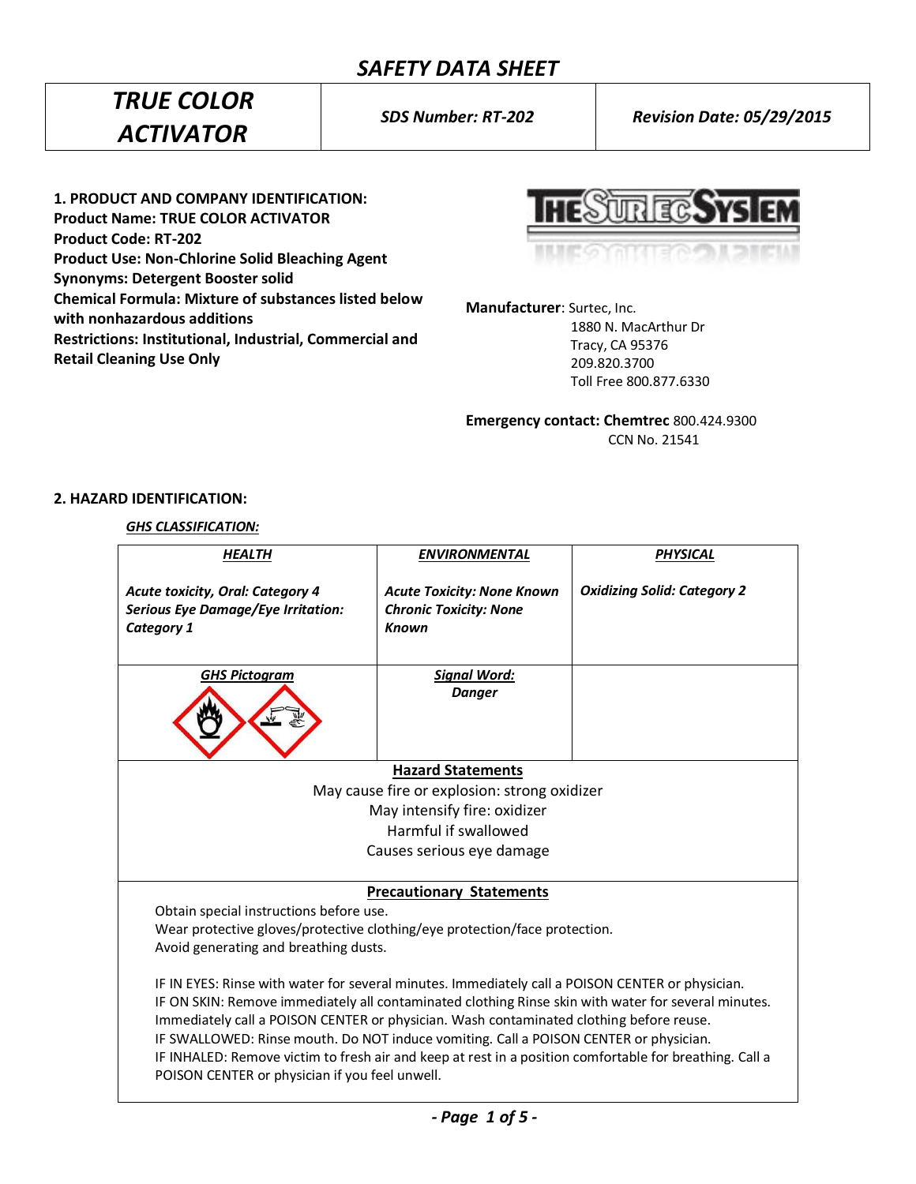# SAFETY DATA SHEET

| TRUE COLOR ACTIVATOR | SDS Number: RT-202 | Revision Date: 05/29/2015 |
|---|---|---|

**1. PRODUCT AND COMPANY IDENTIFICATION:**
**Product Name: TRUE COLOR ACTIVATOR**
**Product Code: RT-202**
**Product Use: Non-Chlorine Solid Bleaching Agent**
**Synonyms: Detergent Booster solid**
**Chemical Formula: Mixture of substances listed below with nonhazardous additions**
**Restrictions: Institutional, Industrial, Commercial and Retail Cleaning Use Only**

THE SURTEC SYSTEM

**Manufacturer**: Surtec, Inc.
1880 N. MacArthur Dr
Tracy, CA 95376
209.820.3700
Toll Free 800.877.6330

**Emergency contact: Chemtrec** 800.424.9300
CCN No. 21541

**2. HAZARD IDENTIFICATION:**

***GHS CLASSIFICATION:***

| ***HEALTH*** | ***ENVIRONMENTAL*** | ***PHYSICAL*** |
|---|---|---|
| ***Acute toxicity, Oral: Category 4*** <br> ***Serious Eye Damage/Eye Irritation: Category 1*** | ***Acute Toxicity: None Known*** <br> ***Chronic Toxicity: None Known*** | ***Oxidizing Solid: Category 2*** |
| ***GHS Pictogram*** | ***Signal Word:*** <br> ***Danger*** | |

**Hazard Statements**

May cause fire or explosion: strong oxidizer
May intensify fire: oxidizer
Harmful if swallowed
Causes serious eye damage

**Precautionary Statements**

Obtain special instructions before use.
Wear protective gloves/protective clothing/eye protection/face protection.
Avoid generating and breathing dusts.

IF IN EYES: Rinse with water for several minutes. Immediately call a POISON CENTER or physician.
IF ON SKIN: Remove immediately all contaminated clothing Rinse skin with water for several minutes. Immediately call a POISON CENTER or physician. Wash contaminated clothing before reuse.
IF SWALLOWED: Rinse mouth. Do NOT induce vomiting. Call a POISON CENTER or physician.
IF INHALED: Remove victim to fresh air and keep at rest in a position comfortable for breathing. Call a POISON CENTER or physician if you feel unwell.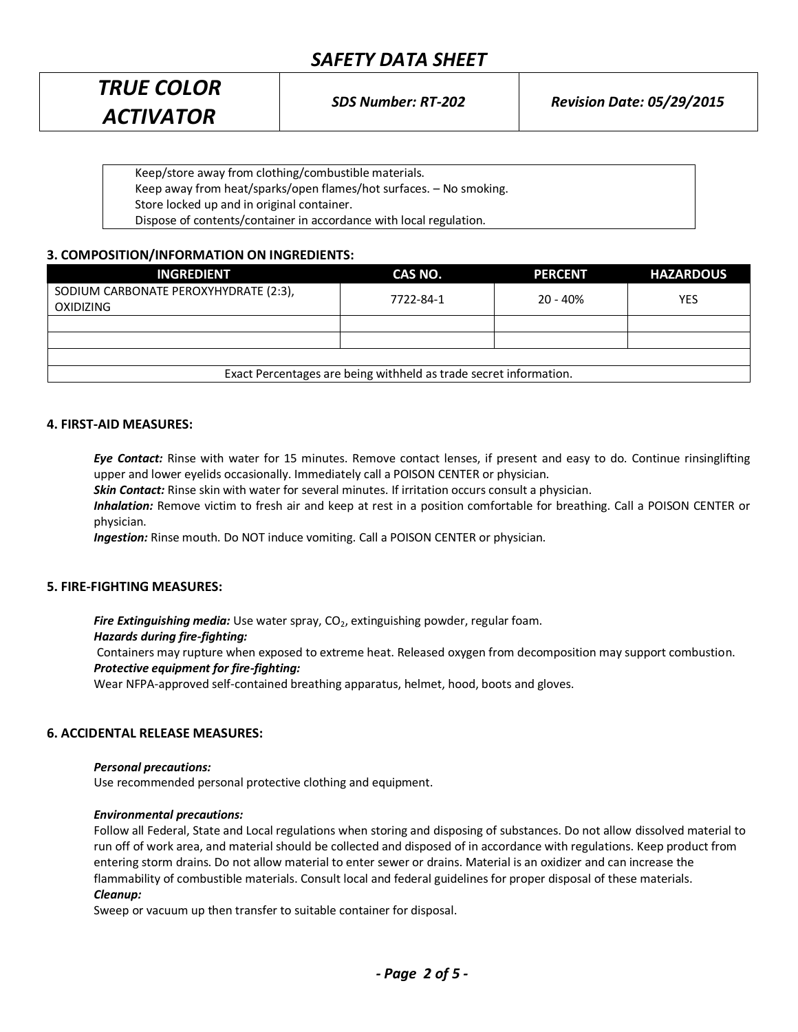Keep/store away from clothing/combustible materials.
Keep away from heat/sparks/open flames/hot surfaces. – No smoking.
Store locked up and in original container.
Dispose of contents/container in accordance with local regulation.

### 3. COMPOSITION/INFORMATION ON INGREDIENTS:

| INGREDIENT | CAS NO. | PERCENT | HAZARDOUS |
|---|---|---|---|
| SODIUM CARBONATE PEROXYHYDRATE (2:3), OXIDIZING | 7722-84-1 | 20 - 40% | YES |
| | | | |
| | | | |
| | | | |
| Exact Percentages are being withheld as trade secret information. | | | |

### 4. FIRST-AID MEASURES:

***Eye Contact:*** Rinse with water for 15 minutes. Remove contact lenses, if present and easy to do. Continue rinsinglifting upper and lower eyelids occasionally. Immediately call a POISON CENTER or physician.
***Skin Contact:*** Rinse skin with water for several minutes. If irritation occurs consult a physician.
***Inhalation:*** Remove victim to fresh air and keep at rest in a position comfortable for breathing. Call a POISON CENTER or physician.
***Ingestion:*** Rinse mouth. Do NOT induce vomiting. Call a POISON CENTER or physician.

### 5. FIRE-FIGHTING MEASURES:

***Fire Extinguishing media:*** Use water spray, $CO_2$, extinguishing powder, regular foam.
***Hazards during fire-fighting:***
Containers may rupture when exposed to extreme heat. Released oxygen from decomposition may support combustion.
***Protective equipment for fire-fighting:***
Wear NFPA-approved self-contained breathing apparatus, helmet, hood, boots and gloves.

### 6. ACCIDENTAL RELEASE MEASURES:

***Personal precautions:***
Use recommended personal protective clothing and equipment.

***Environmental precautions:***
Follow all Federal, State and Local regulations when storing and disposing of substances. Do not allow dissolved material to run off of work area, and material should be collected and disposed of in accordance with regulations. Keep product from entering storm drains. Do not allow material to enter sewer or drains. Material is an oxidizer and can increase the flammability of combustible materials. Consult local and federal guidelines for proper disposal of these materials.
***Cleanup:***
Sweep or vacuum up then transfer to suitable container for disposal.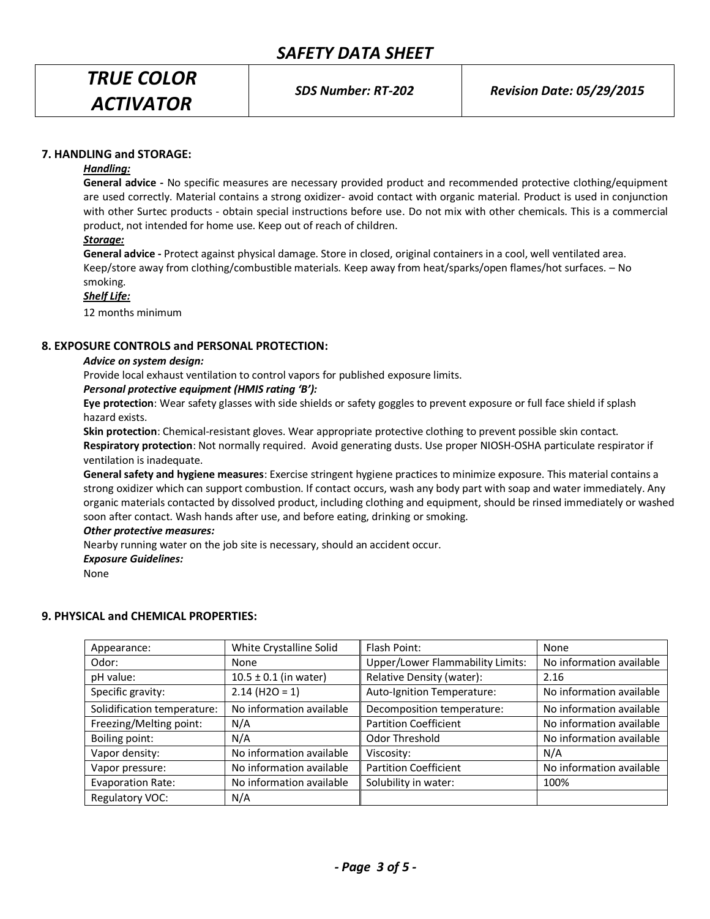## 7. HANDLING and STORAGE:

***Handling:***

**General advice -** No specific measures are necessary provided product and recommended protective clothing/equipment are used correctly. Material contains a strong oxidizer- avoid contact with organic material. Product is used in conjunction with other Surtec products - obtain special instructions before use. Do not mix with other chemicals. This is a commercial product, not intended for home use. Keep out of reach of children.

***Storage:***

**General advice -** Protect against physical damage. Store in closed, original containers in a cool, well ventilated area. Keep/store away from clothing/combustible materials. Keep away from heat/sparks/open flames/hot surfaces. – No smoking.

***Shelf Life:***

12 months minimum

## 8. EXPOSURE CONTROLS and PERSONAL PROTECTION:

***Advice on system design:***

Provide local exhaust ventilation to control vapors for published exposure limits.

***Personal protective equipment (HMIS rating 'B'):***

**Eye protection**: Wear safety glasses with side shields or safety goggles to prevent exposure or full face shield if splash hazard exists.

**Skin protection**: Chemical-resistant gloves. Wear appropriate protective clothing to prevent possible skin contact.

**Respiratory protection**: Not normally required. Avoid generating dusts. Use proper NIOSH-OSHA particulate respirator if ventilation is inadequate.

**General safety and hygiene measures**: Exercise stringent hygiene practices to minimize exposure. This material contains a strong oxidizer which can support combustion. If contact occurs, wash any body part with soap and water immediately. Any organic materials contacted by dissolved product, including clothing and equipment, should be rinsed immediately or washed soon after contact. Wash hands after use, and before eating, drinking or smoking.

***Other protective measures:***

Nearby running water on the job site is necessary, should an accident occur.

***Exposure Guidelines:***

None

## 9. PHYSICAL and CHEMICAL PROPERTIES:

| | | | |
|---|---|---|---|
| Appearance: | White Crystalline Solid | Flash Point: | None |
| Odor: | None | Upper/Lower Flammability Limits: | No information available |
| pH value: | 10.5 ± 0.1 (in water) | Relative Density (water): | 2.16 |
| Specific gravity: | 2.14 ($H2O$ = 1) | Auto-Ignition Temperature: | No information available |
| Solidification temperature: | No information available | Decomposition temperature: | No information available |
| Freezing/Melting point: | N/A | Partition Coefficient | No information available |
| Boiling point: | N/A | Odor Threshold | No information available |
| Vapor density: | No information available | Viscosity: | N/A |
| Vapor pressure: | No information available | Partition Coefficient | No information available |
| Evaporation Rate: | No information available | Solubility in water: | 100% |
| Regulatory VOC: | N/A | | |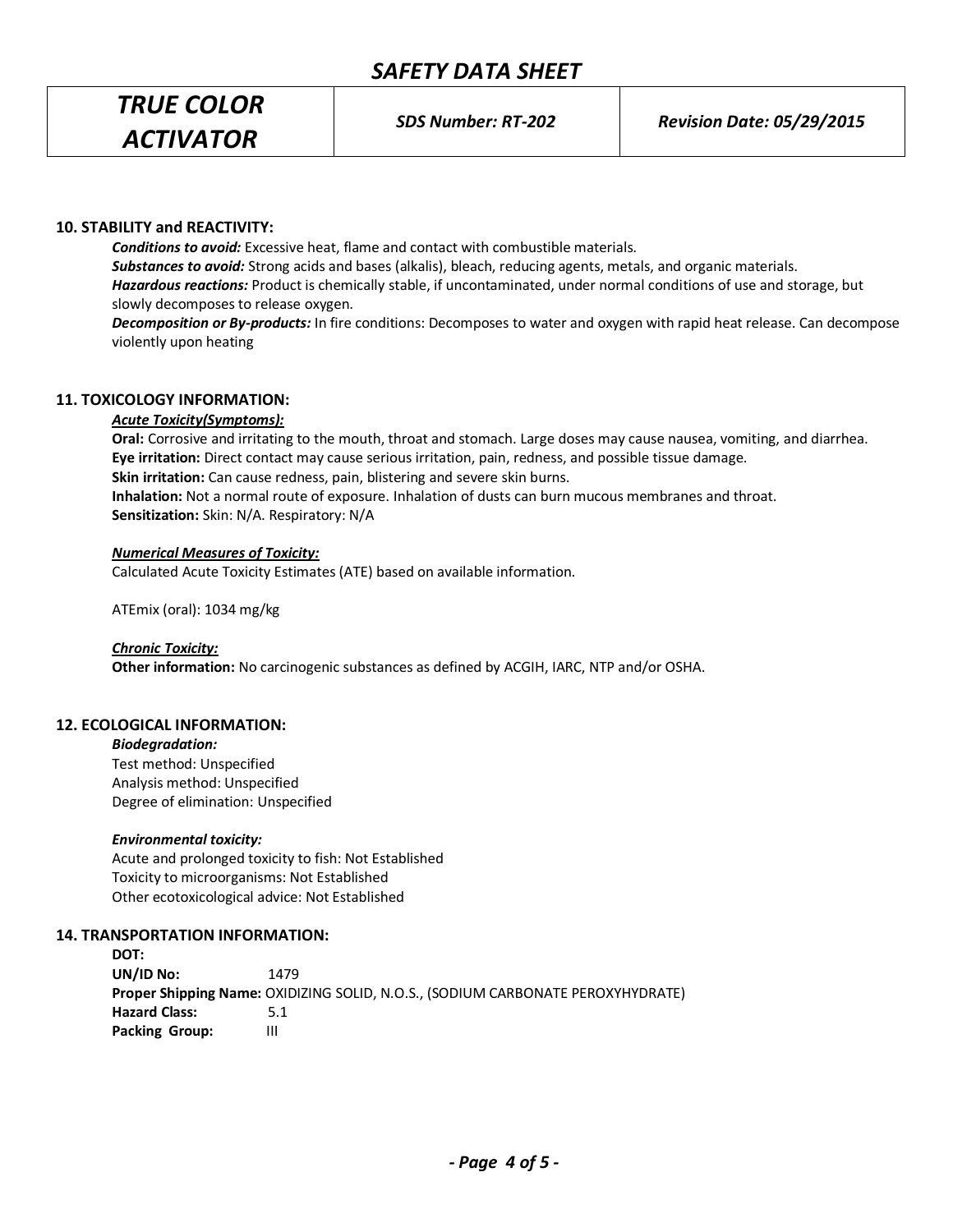## 10. STABILITY and REACTIVITY:

***Conditions to avoid:*** Excessive heat, flame and contact with combustible materials.
***Substances to avoid:*** Strong acids and bases (alkalis), bleach, reducing agents, metals, and organic materials.
***Hazardous reactions:*** Product is chemically stable, if uncontaminated, under normal conditions of use and storage, but slowly decomposes to release oxygen.
***Decomposition or By-products:*** In fire conditions: Decomposes to water and oxygen with rapid heat release. Can decompose violently upon heating

## 11. TOXICOLOGY INFORMATION:

***Acute Toxicity(Symptoms):***

**Oral:** Corrosive and irritating to the mouth, throat and stomach. Large doses may cause nausea, vomiting, and diarrhea.
**Eye irritation:** Direct contact may cause serious irritation, pain, redness, and possible tissue damage.
**Skin irritation:** Can cause redness, pain, blistering and severe skin burns.
**Inhalation:** Not a normal route of exposure. Inhalation of dusts can burn mucous membranes and throat.
**Sensitization:** Skin: N/A. Respiratory: N/A

***Numerical Measures of Toxicity:***

Calculated Acute Toxicity Estimates (ATE) based on available information.

ATEmix (oral): 1034 mg/kg

***Chronic Toxicity:***

**Other information:** No carcinogenic substances as defined by ACGIH, IARC, NTP and/or OSHA.

## 12. ECOLOGICAL INFORMATION:

***Biodegradation:***

Test method: Unspecified
Analysis method: Unspecified
Degree of elimination: Unspecified

***Environmental toxicity:***

Acute and prolonged toxicity to fish: Not Established
Toxicity to microorganisms: Not Established
Other ecotoxicological advice: Not Established

## 14. TRANSPORTATION INFORMATION:

**DOT:**
**UN/ID No:** 1479
**Proper Shipping Name:** OXIDIZING SOLID, N.O.S., (SODIUM CARBONATE PEROXYHYDRATE)
**Hazard Class:** 5.1
**Packing Group:** III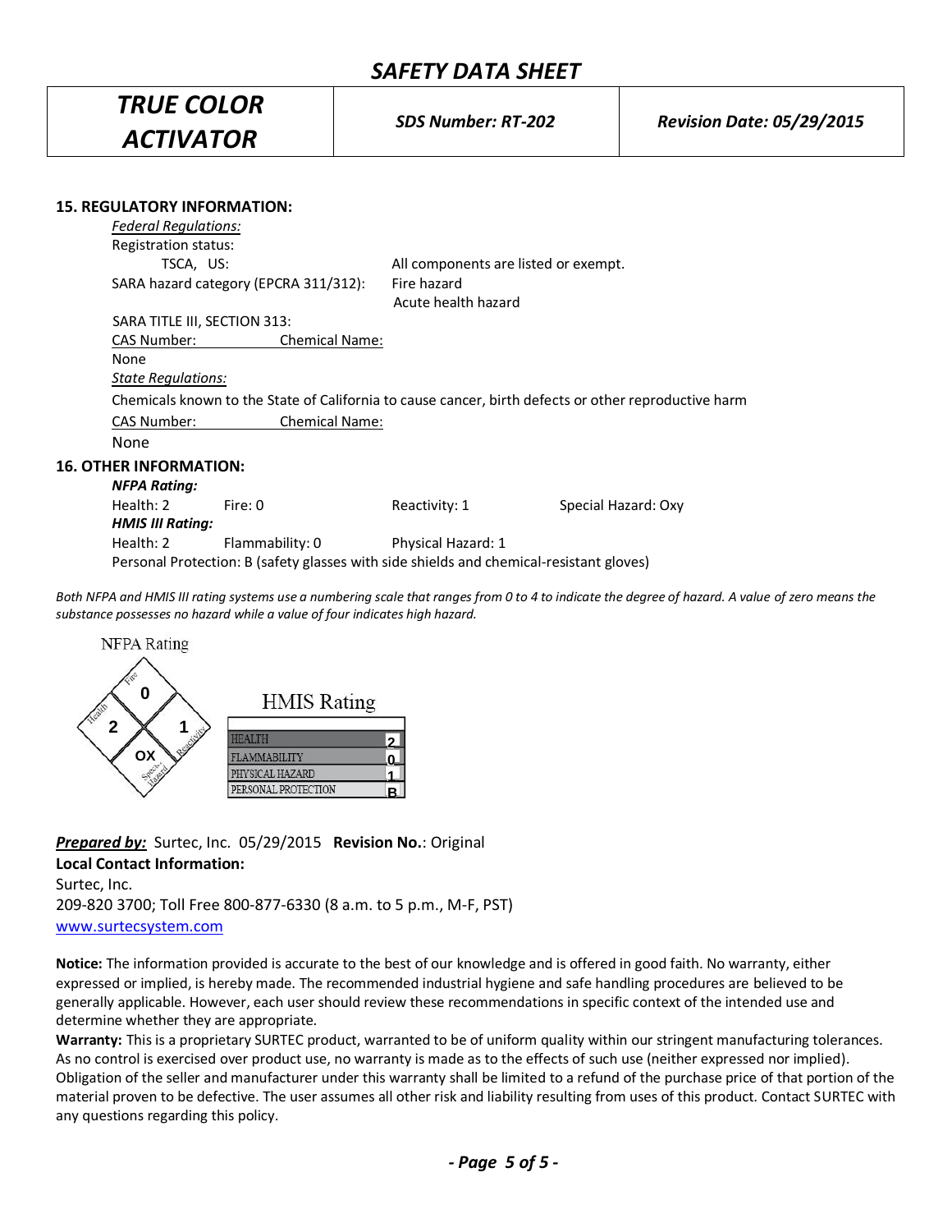# SAFETY DATA SHEET

| TRUE COLOR ACTIVATOR | SDS Number: RT-202 | Revision Date: 05/29/2015 |
|---|---|---|

## 15. REGULATORY INFORMATION:

*Federal Regulations:*

Registration status:

TSCA, US: All components are listed or exempt.

SARA hazard category (EPCRA 311/312): Fire hazard
Acute health hazard

SARA TITLE III, SECTION 313:

| CAS Number: | Chemical Name: |
|---|---|
| None | |

*State Regulations:*

Chemicals known to the State of California to cause cancer, birth defects or other reproductive harm

| CAS Number: | Chemical Name: |
|---|---|
| None | |

## 16. OTHER INFORMATION:

***NFPA Rating:***

Health: 2 Fire: 0 Reactivity: 1 Special Hazard: Oxy

***HMIS III Rating:***

Health: 2 Flammability: 0 Physical Hazard: 1

Personal Protection: B (safety glasses with side shields and chemical-resistant gloves)

*Both NFPA and HMIS III rating systems use a numbering scale that ranges from 0 to 4 to indicate the degree of hazard. A value of zero means the substance possesses no hazard while a value of four indicates high hazard.*

NFPA Rating

Fire 0
Health 2
Reactivity 1
Special Hazard OX

HMIS Rating

| | |
|---|---|
| HEALTH | 2 |
| FLAMMABILITY | 0 |
| PHYSICAL HAZARD | 1 |
| PERSONAL PROTECTION | B |

***Prepared by:*** Surtec, Inc. 05/29/2015 **Revision No.**: Original

**Local Contact Information:**

Surtec, Inc.
209-820 3700; Toll Free 800-877-6330 (8 a.m. to 5 p.m., M-F, PST)
www.surtecsystem.com

**Notice:** The information provided is accurate to the best of our knowledge and is offered in good faith. No warranty, either expressed or implied, is hereby made. The recommended industrial hygiene and safe handling procedures are believed to be generally applicable. However, each user should review these recommendations in specific context of the intended use and determine whether they are appropriate.

**Warranty:** This is a proprietary SURTEC product, warranted to be of uniform quality within our stringent manufacturing tolerances. As no control is exercised over product use, no warranty is made as to the effects of such use (neither expressed nor implied). Obligation of the seller and manufacturer under this warranty shall be limited to a refund of the purchase price of that portion of the material proven to be defective. The user assumes all other risk and liability resulting from uses of this product. Contact SURTEC with any questions regarding this policy.